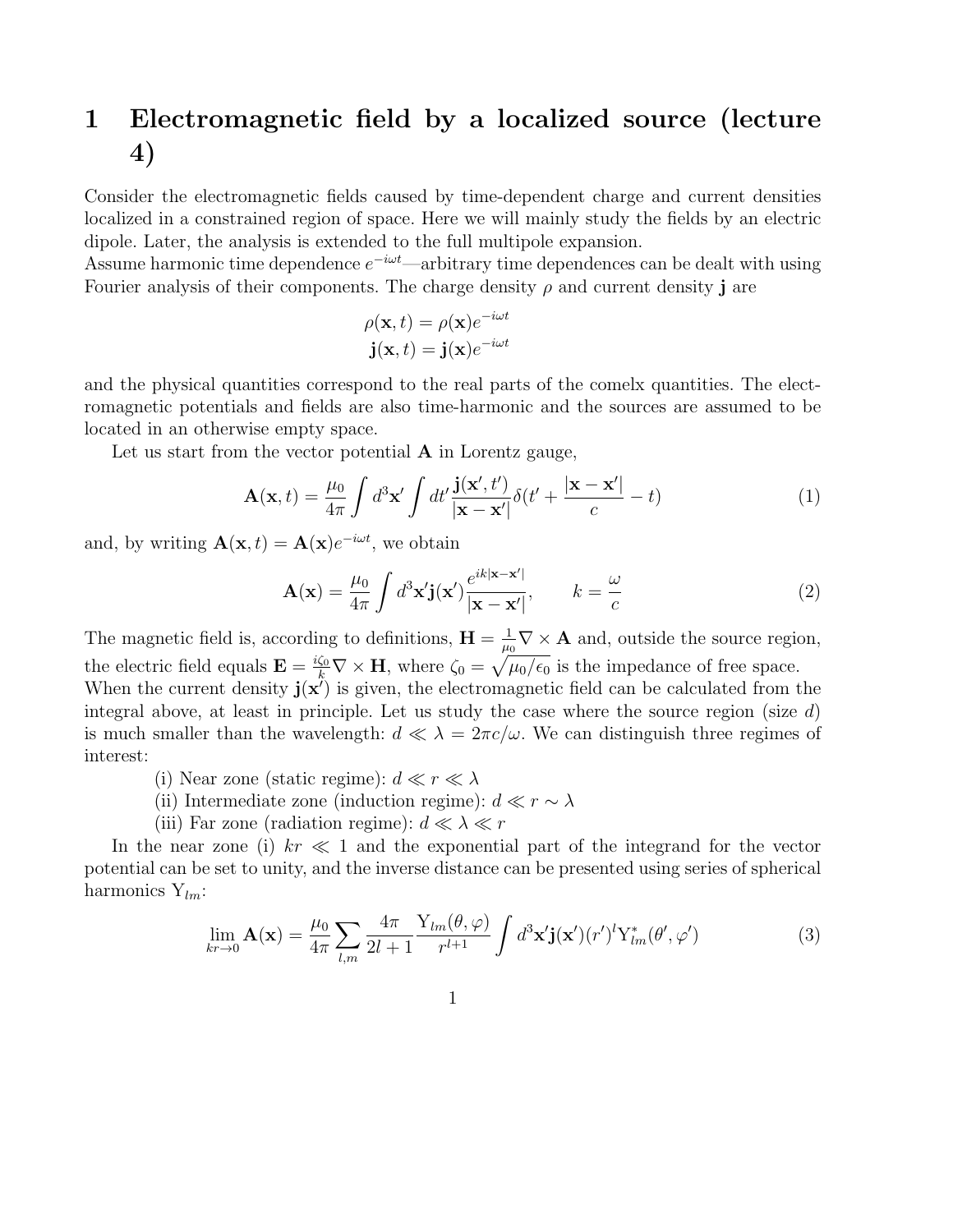# 1 Electromagnetic field by a localized source (lecture 4)

Consider the electromagnetic fields caused by time-dependent charge and current densities localized in a constrained region of space. Here we will mainly study the fields by an electric dipole. Later, the analysis is extended to the full multipole expansion.
Assume harmonic time dependence $e^{-i\omega t}$—arbitrary time dependences can be dealt with using Fourier analysis of their components. The charge density $\rho$ and current density $\mathbf{j}$ are

$$\rho(\mathbf{x}, t) = \rho(\mathbf{x})e^{-i\omega t}$$
$$\mathbf{j}(\mathbf{x}, t) = \mathbf{j}(\mathbf{x})e^{-i\omega t}$$

and the physical quantities correspond to the real parts of the comelx quantities. The electromagnetic potentials and fields are also time-harmonic and the sources are assumed to be located in an otherwise empty space.

Let us start from the vector potential $\mathbf{A}$ in Lorentz gauge,

$$\mathbf{A}(\mathbf{x}, t) = \frac{\mu_0}{4\pi} \int d^3\mathbf{x}' \int dt' \frac{\mathbf{j}(\mathbf{x}', t')}{|\mathbf{x} - \mathbf{x}'|} \delta(t' + \frac{|\mathbf{x} - \mathbf{x}'|}{c} - t) \tag{1}$$

and, by writing $\mathbf{A}(\mathbf{x}, t) = \mathbf{A}(\mathbf{x})e^{-i\omega t}$, we obtain

$$\mathbf{A}(\mathbf{x}) = \frac{\mu_0}{4\pi} \int d^3\mathbf{x}' \mathbf{j}(\mathbf{x}') \frac{e^{ik|\mathbf{x}-\mathbf{x}'|}}{|\mathbf{x} - \mathbf{x}'|}, \qquad k = \frac{\omega}{c} \tag{2}$$

The magnetic field is, according to definitions, $\mathbf{H} = \frac{1}{\mu_0}\nabla \times \mathbf{A}$ and, outside the source region, the electric field equals $\mathbf{E} = \frac{i\zeta_0}{k}\nabla \times \mathbf{H}$, where $\zeta_0 = \sqrt{\mu_0/\epsilon_0}$ is the impedance of free space.
When the current density $\mathbf{j}(\mathbf{x}')$ is given, the electromagnetic field can be calculated from the integral above, at least in principle. Let us study the case where the source region (size $d$) is much smaller than the wavelength: $d \ll \lambda = 2\pi c/\omega$. We can distinguish three regimes of interest:

(i) Near zone (static regime): $d \ll r \ll \lambda$
(ii) Intermediate zone (induction regime): $d \ll r \sim \lambda$
(iii) Far zone (radiation regime): $d \ll \lambda \ll r$

In the near zone (i) $kr \ll 1$ and the exponential part of the integrand for the vector potential can be set to unity, and the inverse distance can be presented using series of spherical harmonics $\mathrm{Y}_{lm}$:

$$\lim_{kr \to 0} \mathbf{A}(\mathbf{x}) = \frac{\mu_0}{4\pi} \sum_{l,m} \frac{4\pi}{2l+1} \frac{\mathrm{Y}_{lm}(\theta, \varphi)}{r^{l+1}} \int d^3\mathbf{x}' \mathbf{j}(\mathbf{x}')(r')^l \mathrm{Y}^*_{lm}(\theta', \varphi') \tag{3}$$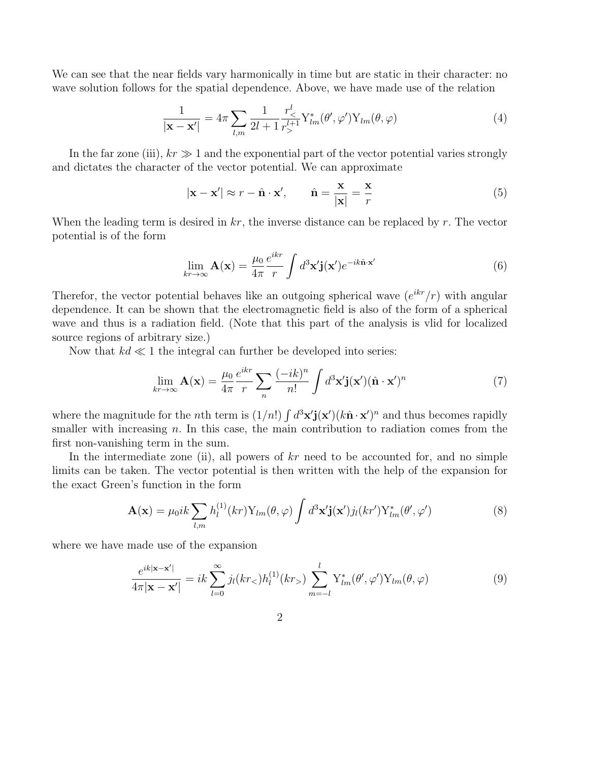We can see that the near fields vary harmonically in time but are static in their character: no wave solution follows for the spatial dependence. Above, we have made use of the relation

$$\frac{1}{|\mathbf{x}-\mathbf{x}'|} = 4\pi \sum_{l,m} \frac{1}{2l+1} \frac{r_<^l}{r_>^{l+1}} \mathrm{Y}_{lm}^*(\theta', \varphi') \mathrm{Y}_{lm}(\theta, \varphi) \tag{4}$$

In the far zone (iii), $kr \gg 1$ and the exponential part of the vector potential varies strongly and dictates the character of the vector potential. We can approximate

$$|\mathbf{x}-\mathbf{x}'| \approx r - \hat{\mathbf{n}} \cdot \mathbf{x}', \qquad \hat{\mathbf{n}} = \frac{\mathbf{x}}{|\mathbf{x}|} = \frac{\mathbf{x}}{r} \tag{5}$$

When the leading term is desired in $kr$, the inverse distance can be replaced by $r$. The vector potential is of the form

$$\lim_{kr\to\infty} \mathbf{A}(\mathbf{x}) = \frac{\mu_0}{4\pi} \frac{e^{ikr}}{r} \int d^3\mathbf{x}' \mathbf{j}(\mathbf{x}') e^{-ik\hat{\mathbf{n}}\cdot\mathbf{x}'} \tag{6}$$

Therefor, the vector potential behaves like an outgoing spherical wave ($e^{ikr}/r$) with angular dependence. It can be shown that the electromagnetic field is also of the form of a spherical wave and thus is a radiation field. (Note that this part of the analysis is vlid for localized source regions of arbitrary size.)

Now that $kd \ll 1$ the integral can further be developed into series:

$$\lim_{kr\to\infty} \mathbf{A}(\mathbf{x}) = \frac{\mu_0}{4\pi} \frac{e^{ikr}}{r} \sum_n \frac{(-ik)^n}{n!} \int d^3\mathbf{x}' \mathbf{j}(\mathbf{x}') (\hat{\mathbf{n}} \cdot \mathbf{x}')^n \tag{7}$$

where the magnitude for the $n$th term is $(1/n!) \int d^3\mathbf{x}' \mathbf{j}(\mathbf{x}') (k\hat{\mathbf{n}} \cdot \mathbf{x}')^n$ and thus becomes rapidly smaller with increasing $n$. In this case, the main contribution to radiation comes from the first non-vanishing term in the sum.

In the intermediate zone (ii), all powers of $kr$ need to be accounted for, and no simple limits can be taken. The vector potential is then written with the help of the expansion for the exact Green's function in the form

$$\mathbf{A}(\mathbf{x}) = \mu_0 ik \sum_{l,m} h_l^{(1)}(kr) \mathrm{Y}_{lm}(\theta, \varphi) \int d^3\mathbf{x}' \mathbf{j}(\mathbf{x}') j_l(kr') \mathrm{Y}_{lm}^*(\theta', \varphi') \tag{8}$$

where we have made use of the expansion

$$\frac{e^{ik|\mathbf{x}-\mathbf{x}'|}}{4\pi|\mathbf{x}-\mathbf{x}'|} = ik \sum_{l=0}^{\infty} j_l(kr_<) h_l^{(1)}(kr_>) \sum_{m=-l}^{l} \mathrm{Y}_{lm}^*(\theta', \varphi') \mathrm{Y}_{lm}(\theta, \varphi) \tag{9}$$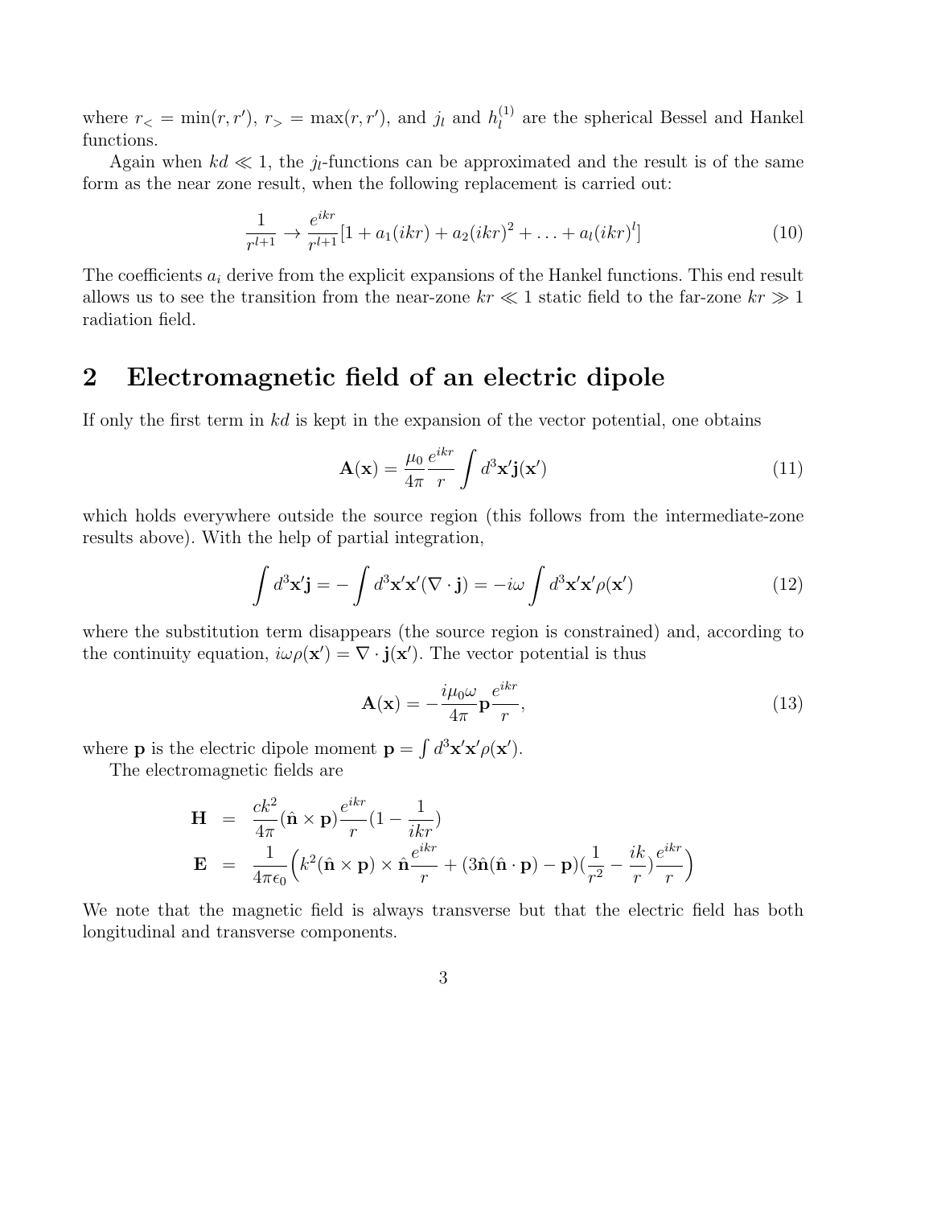where $r_< = \min(r, r')$, $r_> = \max(r, r')$, and $j_l$ and $h_l^{(1)}$ are the spherical Bessel and Hankel functions.

Again when $kd \ll 1$, the $j_l$-functions can be approximated and the result is of the same form as the near zone result, when the following replacement is carried out:

$$\frac{1}{r^{l+1}} \to \frac{e^{ikr}}{r^{l+1}}[1 + a_1(ikr) + a_2(ikr)^2 + \ldots + a_l(ikr)^l] \tag{10}$$

The coefficients $a_i$ derive from the explicit expansions of the Hankel functions. This end result allows us to see the transition from the near-zone $kr \ll 1$ static field to the far-zone $kr \gg 1$ radiation field.

## 2 Electromagnetic field of an electric dipole

If only the first term in $kd$ is kept in the expansion of the vector potential, one obtains

$$\mathbf{A}(\mathbf{x}) = \frac{\mu_0}{4\pi}\frac{e^{ikr}}{r}\int d^3\mathbf{x}'\mathbf{j}(\mathbf{x}') \tag{11}$$

which holds everywhere outside the source region (this follows from the intermediate-zone results above). With the help of partial integration,

$$\int d^3\mathbf{x}'\mathbf{j} = -\int d^3\mathbf{x}'\mathbf{x}'(\nabla \cdot \mathbf{j}) = -i\omega \int d^3\mathbf{x}'\mathbf{x}'\rho(\mathbf{x}') \tag{12}$$

where the substitution term disappears (the source region is constrained) and, according to the continuity equation, $i\omega\rho(\mathbf{x}') = \nabla \cdot \mathbf{j}(\mathbf{x}')$. The vector potential is thus

$$\mathbf{A}(\mathbf{x}) = -\frac{i\mu_0\omega}{4\pi}\mathbf{p}\frac{e^{ikr}}{r}, \tag{13}$$

where $\mathbf{p}$ is the electric dipole moment $\mathbf{p} = \int d^3\mathbf{x}'\mathbf{x}'\rho(\mathbf{x}')$.

The electromagnetic fields are

$$\begin{aligned}
\mathbf{H} &= \frac{ck^2}{4\pi}(\hat{\mathbf{n}} \times \mathbf{p})\frac{e^{ikr}}{r}(1 - \frac{1}{ikr}) \\
\mathbf{E} &= \frac{1}{4\pi\epsilon_0}\Big(k^2(\hat{\mathbf{n}} \times \mathbf{p}) \times \hat{\mathbf{n}}\frac{e^{ikr}}{r} + (3\hat{\mathbf{n}}(\hat{\mathbf{n}} \cdot \mathbf{p}) - \mathbf{p})(\frac{1}{r^2} - \frac{ik}{r})\frac{e^{ikr}}{r}\Big)
\end{aligned}$$

We note that the magnetic field is always transverse but that the electric field has both longitudinal and transverse components.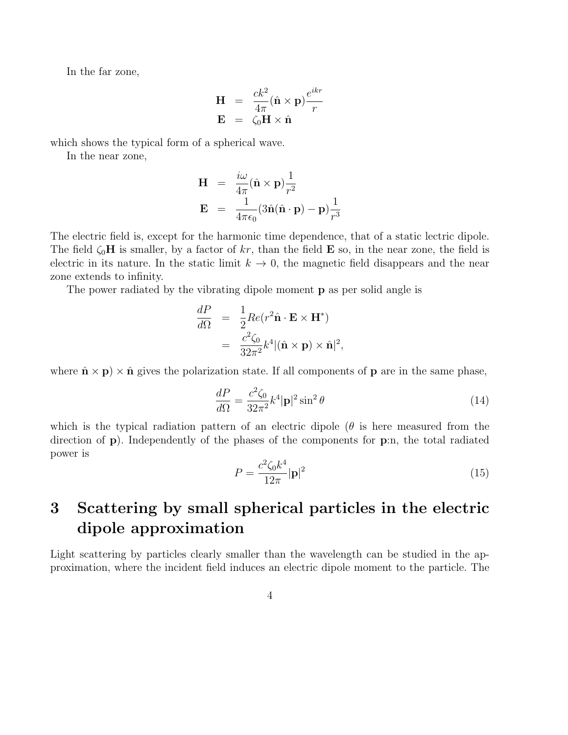In the far zone,

$$
\begin{aligned}
\mathbf{H} &= \frac{ck^2}{4\pi}(\hat{\mathbf{n}} \times \mathbf{p})\frac{e^{ikr}}{r} \\
\mathbf{E} &= \zeta_0 \mathbf{H} \times \hat{\mathbf{n}}
\end{aligned}
$$

which shows the typical form of a spherical wave.

In the near zone,

$$
\begin{aligned}
\mathbf{H} &= \frac{i\omega}{4\pi}(\hat{\mathbf{n}} \times \mathbf{p})\frac{1}{r^2} \\
\mathbf{E} &= \frac{1}{4\pi\epsilon_0}(3\hat{\mathbf{n}}(\hat{\mathbf{n}} \cdot \mathbf{p}) - \mathbf{p})\frac{1}{r^3}
\end{aligned}
$$

The electric field is, except for the harmonic time dependence, that of a static lectric dipole. The field $\zeta_0\mathbf{H}$ is smaller, by a factor of $kr$, than the field $\mathbf{E}$ so, in the near zone, the field is electric in its nature. In the static limit $k \to 0$, the magnetic field disappears and the near zone extends to infinity.

The power radiated by the vibrating dipole moment $\mathbf{p}$ as per solid angle is

$$
\begin{aligned}
\frac{dP}{d\Omega} &= \frac{1}{2}Re(r^2\hat{\mathbf{n}} \cdot \mathbf{E} \times \mathbf{H}^*) \\
&= \frac{c^2\zeta_0}{32\pi^2}k^4|(\hat{\mathbf{n}} \times \mathbf{p}) \times \hat{\mathbf{n}}|^2,
\end{aligned}
$$

where $\hat{\mathbf{n}} \times \mathbf{p}) \times \hat{\mathbf{n}}$ gives the polarization state. If all components of $\mathbf{p}$ are in the same phase,

$$
\frac{dP}{d\Omega} = \frac{c^2\zeta_0}{32\pi^2}k^4|\mathbf{p}|^2\sin^2\theta \tag{14}
$$

which is the typical radiation pattern of an electric dipole ($\theta$ is here measured from the direction of $\mathbf{p}$). Independently of the phases of the components for $\mathbf{p}$:n, the total radiated power is

$$
P = \frac{c^2\zeta_0 k^4}{12\pi}|\mathbf{p}|^2 \tag{15}
$$

# 3 Scattering by small spherical particles in the electric dipole approximation

Light scattering by particles clearly smaller than the wavelength can be studied in the approximation, where the incident field induces an electric dipole moment to the particle. The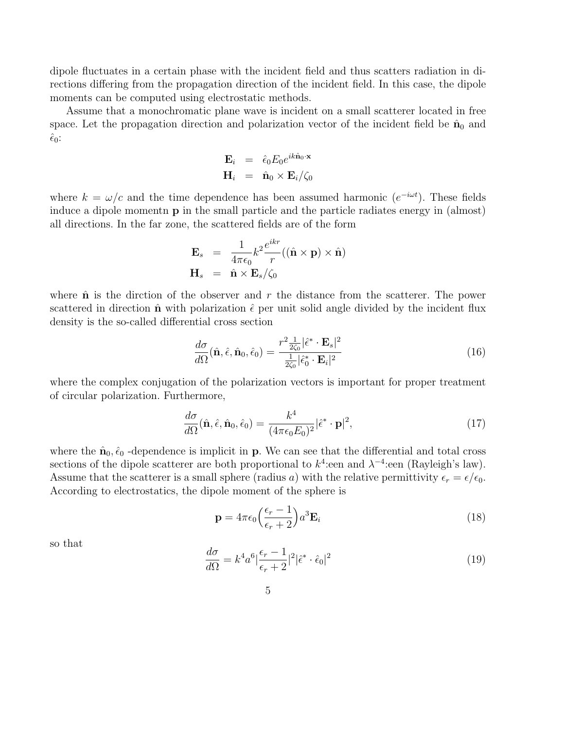dipole fluctuates in a certain phase with the incident field and thus scatters radiation in directions differing from the propagation direction of the incident field. In this case, the dipole moments can be computed using electrostatic methods.

Assume that a monochromatic plane wave is incident on a small scatterer located in free space. Let the propagation direction and polarization vector of the incident field be $\hat{\mathbf{n}}_0$ and $\hat{\epsilon}_0$:

$$
\begin{aligned}
\mathbf{E}_i &= \hat{\epsilon}_0 E_0 e^{ik\hat{\mathbf{n}}_0\cdot\mathbf{x}} \\
\mathbf{H}_i &= \hat{\mathbf{n}}_0 \times \mathbf{E}_i/\zeta_0
\end{aligned}
$$

where $k = \omega/c$ and the time dependence has been assumed harmonic ($e^{-i\omega t}$). These fields induce a dipole momentn $\mathbf{p}$ in the small particle and the particle radiates energy in (almost) all directions. In the far zone, the scattered fields are of the form

$$
\begin{aligned}
\mathbf{E}_s &= \frac{1}{4\pi\epsilon_0} k^2 \frac{e^{ikr}}{r}((\hat{\mathbf{n}} \times \mathbf{p}) \times \hat{\mathbf{n}}) \\
\mathbf{H}_s &= \hat{\mathbf{n}} \times \mathbf{E}_s/\zeta_0
\end{aligned}
$$

where $\hat{\mathbf{n}}$ is the dirction of the observer and $r$ the distance from the scatterer. The power scattered in direction $\hat{\mathbf{n}}$ with polarization $\hat{\epsilon}$ per unit solid angle divided by the incident flux density is the so-called differential cross section

$$
\frac{d\sigma}{d\Omega}(\hat{\mathbf{n}}, \hat{\epsilon}, \hat{\mathbf{n}}_0, \hat{\epsilon}_0) = \frac{r^2 \frac{1}{2\zeta_0} |\hat{\epsilon}^* \cdot \mathbf{E}_s|^2}{\frac{1}{2\zeta_0} |\hat{\epsilon}_0^* \cdot \mathbf{E}_i|^2} \tag{16}
$$

where the complex conjugation of the polarization vectors is important for proper treatment of circular polarization. Furthermore,

$$
\frac{d\sigma}{d\Omega}(\hat{\mathbf{n}}, \hat{\epsilon}, \hat{\mathbf{n}}_0, \hat{\epsilon}_0) = \frac{k^4}{(4\pi\epsilon_0 E_0)^2} |\hat{\epsilon}^* \cdot \mathbf{p}|^2, \tag{17}
$$

where the $\hat{\mathbf{n}}_0, \hat{\epsilon}_0$ -dependence is implicit in $\mathbf{p}$. We can see that the differential and total cross sections of the dipole scatterer are both proportional to $k^4$:een and $\lambda^{-4}$:een (Rayleigh's law). Assume that the scatterer is a small sphere (radius $a$) with the relative permittivity $\epsilon_r = \epsilon/\epsilon_0$. According to electrostatics, the dipole moment of the sphere is

$$
\mathbf{p} = 4\pi\epsilon_0 \Big( \frac{\epsilon_r - 1}{\epsilon_r + 2} \Big) a^3 \mathbf{E}_i \tag{18}
$$

so that

$$
\frac{d\sigma}{d\Omega} = k^4 a^6 \Big| \frac{\epsilon_r - 1}{\epsilon_r + 2} \Big|^2 |\hat{\epsilon}^* \cdot \hat{\epsilon}_0|^2 \tag{19}
$$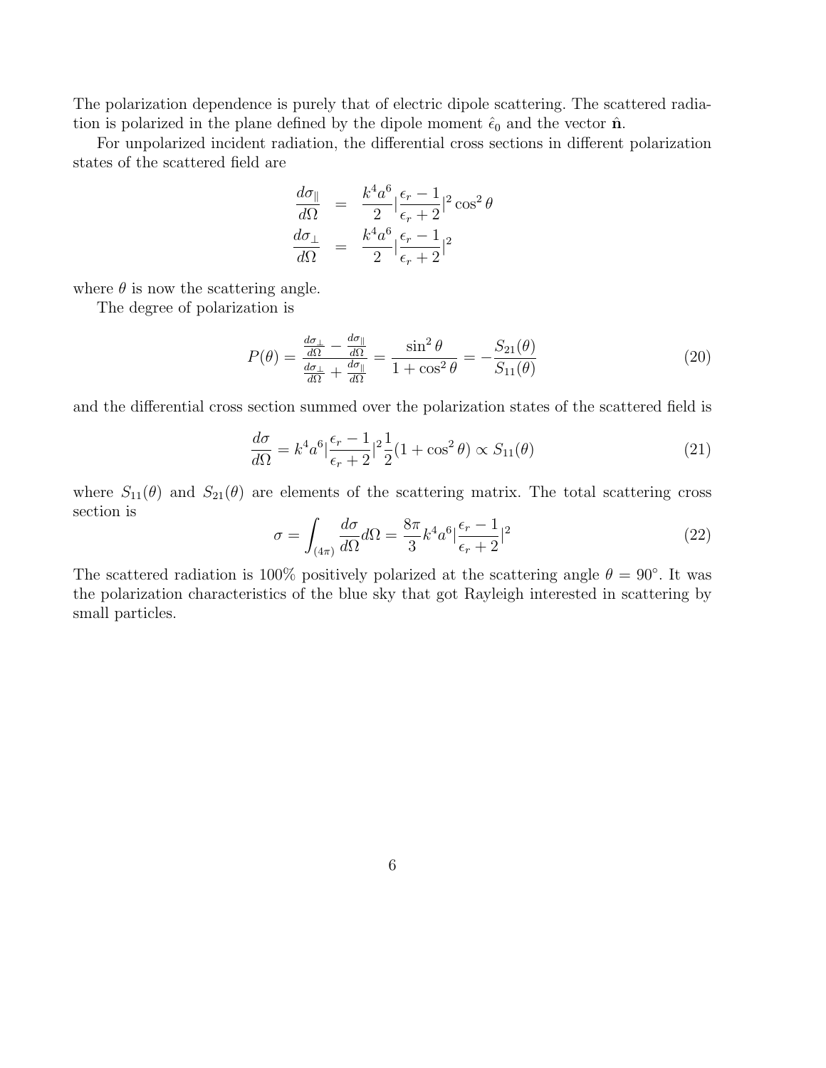The polarization dependence is purely that of electric dipole scattering. The scattered radiation is polarized in the plane defined by the dipole moment $\hat{\epsilon}_0$ and the vector $\hat{\mathbf{n}}$.

For unpolarized incident radiation, the differential cross sections in different polarization states of the scattered field are

$$
\begin{aligned}
\frac{d\sigma_{\parallel}}{d\Omega} &= \frac{k^4 a^6}{2} \left| \frac{\epsilon_r - 1}{\epsilon_r + 2} \right|^2 \cos^2\theta \\
\frac{d\sigma_{\perp}}{d\Omega} &= \frac{k^4 a^6}{2} \left| \frac{\epsilon_r - 1}{\epsilon_r + 2} \right|^2
\end{aligned}
$$

where $\theta$ is now the scattering angle.

The degree of polarization is

$$
P(\theta) = \frac{\frac{d\sigma_{\perp}}{d\Omega} - \frac{d\sigma_{\parallel}}{d\Omega}}{\frac{d\sigma_{\perp}}{d\Omega} + \frac{d\sigma_{\parallel}}{d\Omega}} = \frac{\sin^2\theta}{1 + \cos^2\theta} = -\frac{S_{21}(\theta)}{S_{11}(\theta)} \tag{20}
$$

and the differential cross section summed over the polarization states of the scattered field is

$$
\frac{d\sigma}{d\Omega} = k^4 a^6 \left| \frac{\epsilon_r - 1}{\epsilon_r + 2} \right|^2 \frac{1}{2}(1 + \cos^2\theta) \propto S_{11}(\theta) \tag{21}
$$

where $S_{11}(\theta)$ and $S_{21}(\theta)$ are elements of the scattering matrix. The total scattering cross section is

$$
\sigma = \int_{(4\pi)} \frac{d\sigma}{d\Omega} d\Omega = \frac{8\pi}{3} k^4 a^6 \left| \frac{\epsilon_r - 1}{\epsilon_r + 2} \right|^2 \tag{22}
$$

The scattered radiation is 100% positively polarized at the scattering angle $\theta = 90^\circ$. It was the polarization characteristics of the blue sky that got Rayleigh interested in scattering by small particles.